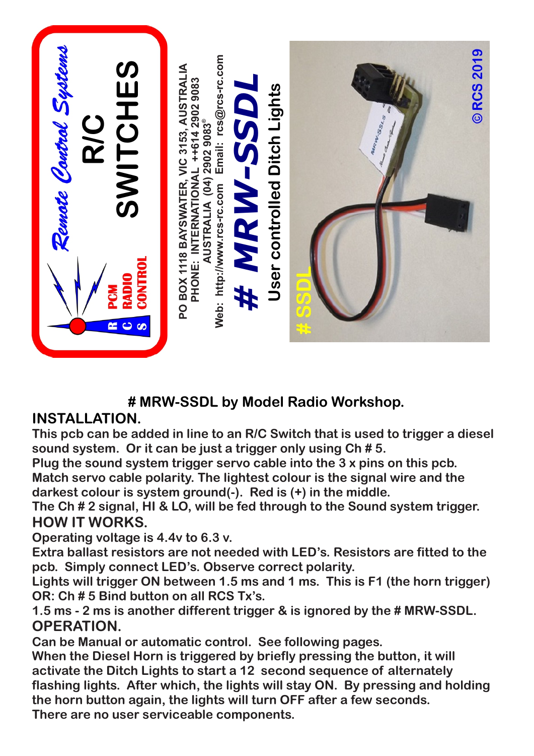Remote Control Systems

R/C SWITCHES

PCM RADIO CONTROL

R C S

PO BOX 1118 BAYSWATER, VIC 3153, AUSTRALIA
PHONE: INTERNATIONAL ++614 2902 9083
AUSTRALIA (04) 2902 9083®
Web: http://www.rcs-rc.com Email: rcs@rcs-rc.com

# # MRW-SSDL

User controlled Ditch Lights

# SSDL

©RCS 2019

**# MRW-SSDL by Model Radio Workshop.**

## INSTALLATION.

This pcb can be added in line to an R/C Switch that is used to trigger a diesel sound system. Or it can be just a trigger only using Ch # 5.
Plug the sound system trigger servo cable into the 3 x pins on this pcb.
Match servo cable polarity. The lightest colour is the signal wire and the darkest colour is system ground(-). Red is (+) in the middle.
The Ch # 2 signal, HI & LO, will be fed through to the Sound system trigger.

## HOW IT WORKS.

Operating voltage is 4.4v to 6.3 v.
Extra ballast resistors are not needed with LED's. Resistors are fitted to the pcb. Simply connect LED's. Observe correct polarity.
Lights will trigger ON between 1.5 ms and 1 ms. This is F1 (the horn trigger) OR: Ch # 5 Bind button on all RCS Tx's.
1.5 ms - 2 ms is another different trigger & is ignored by the # MRW-SSDL.

## OPERATION.

Can be Manual or automatic control. See following pages.
When the Diesel Horn is triggered by briefly pressing the button, it will activate the Ditch Lights to start a 12 second sequence of alternately flashing lights. After which, the lights will stay ON. By pressing and holding the horn button again, the lights will turn OFF after a few seconds.
There are no user serviceable components.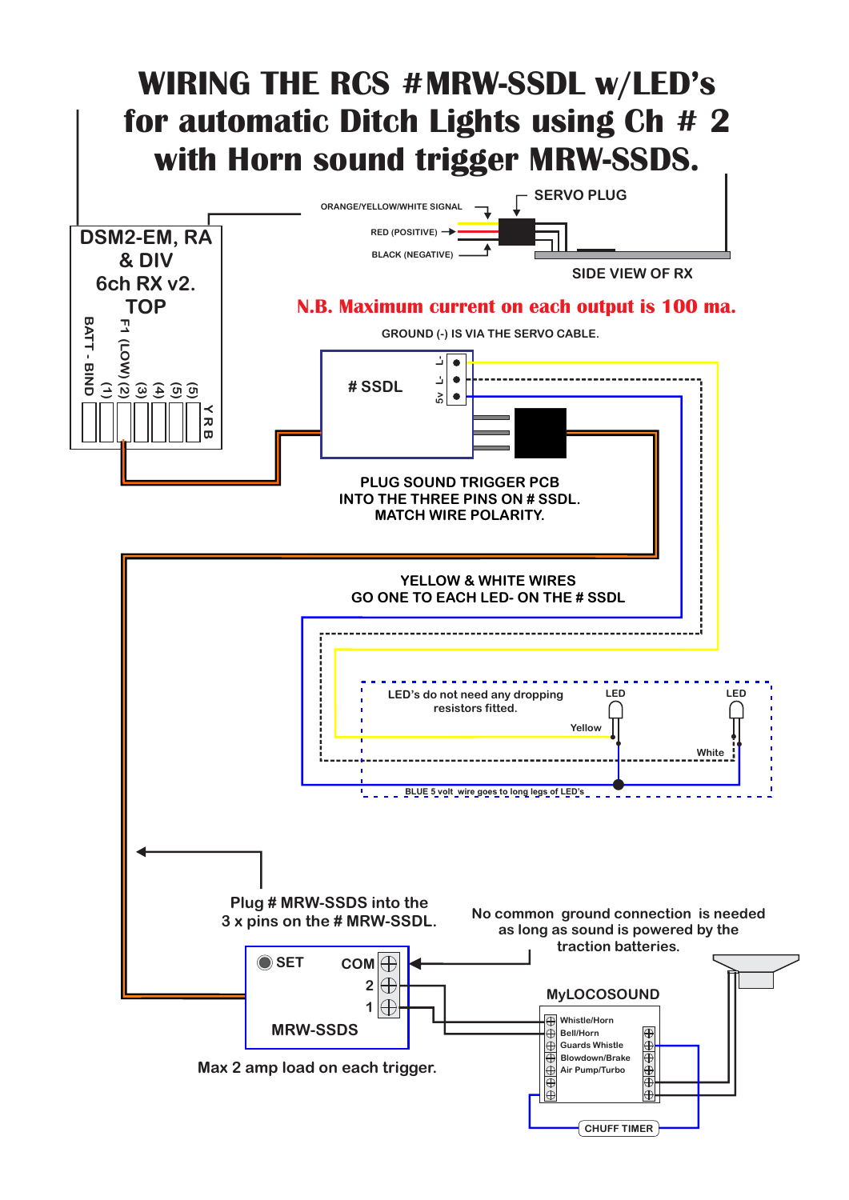# WIRING THE RCS #MRW-SSDL w/LED's for automatic Ditch Lights using Ch # 2 with Horn sound trigger MRW-SSDS.

DSM2-EM, RA & DIV 6ch RX v2. TOP

BATT - BIND

F1 (LOW) (2)

(1) (3) (4) (5) (5)

Y R B

ORANGE/YELLOW/WHITE SIGNAL

RED (POSITIVE)

BLACK (NEGATIVE)

SERVO PLUG

SIDE VIEW OF RX

**N.B. Maximum current on each output is 100 ma.**

GROUND (-) IS VIA THE SERVO CABLE.

# SSDL

L- L- 5v

PLUG SOUND TRIGGER PCB INTO THE THREE PINS ON # SSDL. MATCH WIRE POLARITY.

YELLOW & WHITE WIRES GO ONE TO EACH LED- ON THE # SSDL

LED's do not need any dropping resistors fitted.

LED LED

Yellow

White

BLUE 5 volt wire goes to long legs of LED's

Plug # MRW-SSDS into the 3 x pins on the # MRW-SSDL.

No common ground connection is needed as long as sound is powered by the traction batteries.

SET COM 2 1

MRW-SSDS

Max 2 amp load on each trigger.

MyLOCOSOUND

Whistle/Horn
Bell/Horn
Guards Whistle
Blowdown/Brake
Air Pump/Turbo

CHUFF TIMER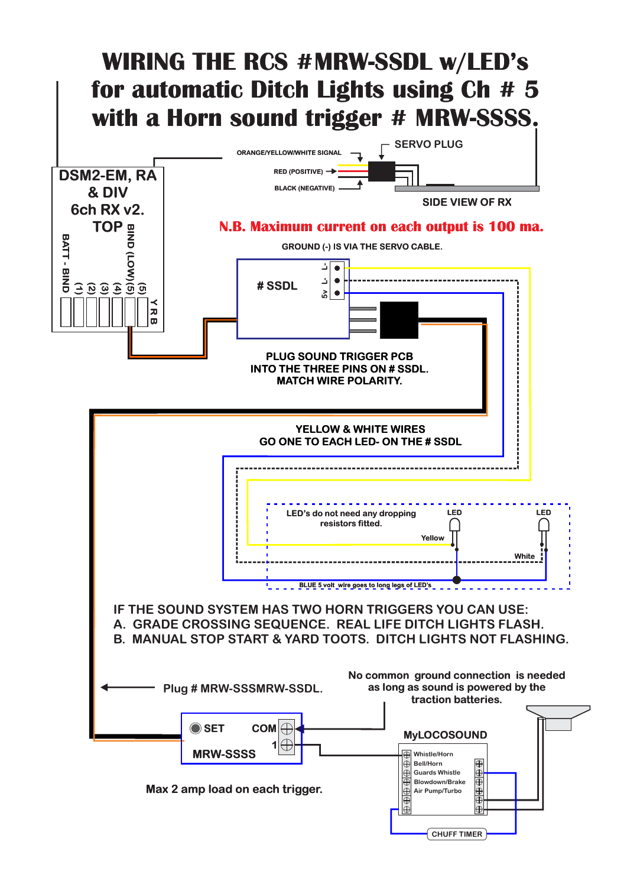# WIRING THE RCS #MRW-SSDL w/LED's for automatic Ditch Lights using Ch # 5 with a Horn sound trigger # MRW-SSSS.

DSM2-EM, RA & DIV 6ch RX v2.

TOP

BATT - BIND (1) (2) (3) (4) BIND (LOW)(5) (5) Y R B

ORANGE/YELLOW/WHITE SIGNAL

RED (POSITIVE)

BLACK (NEGATIVE)

SERVO PLUG

SIDE VIEW OF RX

**N.B. Maximum current on each output is 100 ma.**

GROUND (-) IS VIA THE SERVO CABLE.

# SSDL

L- L- 5v

PLUG SOUND TRIGGER PCB INTO THE THREE PINS ON # SSDL. MATCH WIRE POLARITY.

YELLOW & WHITE WIRES GO ONE TO EACH LED- ON THE # SSDL

LED's do not need any dropping resistors fitted.

LED

LED

Yellow

White

BLUE 5 volt wire goes to long legs of LED's

IF THE SOUND SYSTEM HAS TWO HORN TRIGGERS YOU CAN USE:

A. GRADE CROSSING SEQUENCE. REAL LIFE DITCH LIGHTS FLASH.

B. MANUAL STOP START & YARD TOOTS. DITCH LIGHTS NOT FLASHING.

Plug # MRW-SSSMRW-SSDL.

No common ground connection is needed as long as sound is powered by the traction batteries.

SET COM 1

MRW-SSSS

Max 2 amp load on each trigger.

MyLOCOSOUND

Whistle/Horn

Bell/Horn

Guards Whistle

Blowdown/Brake

Air Pump/Turbo

CHUFF TIMER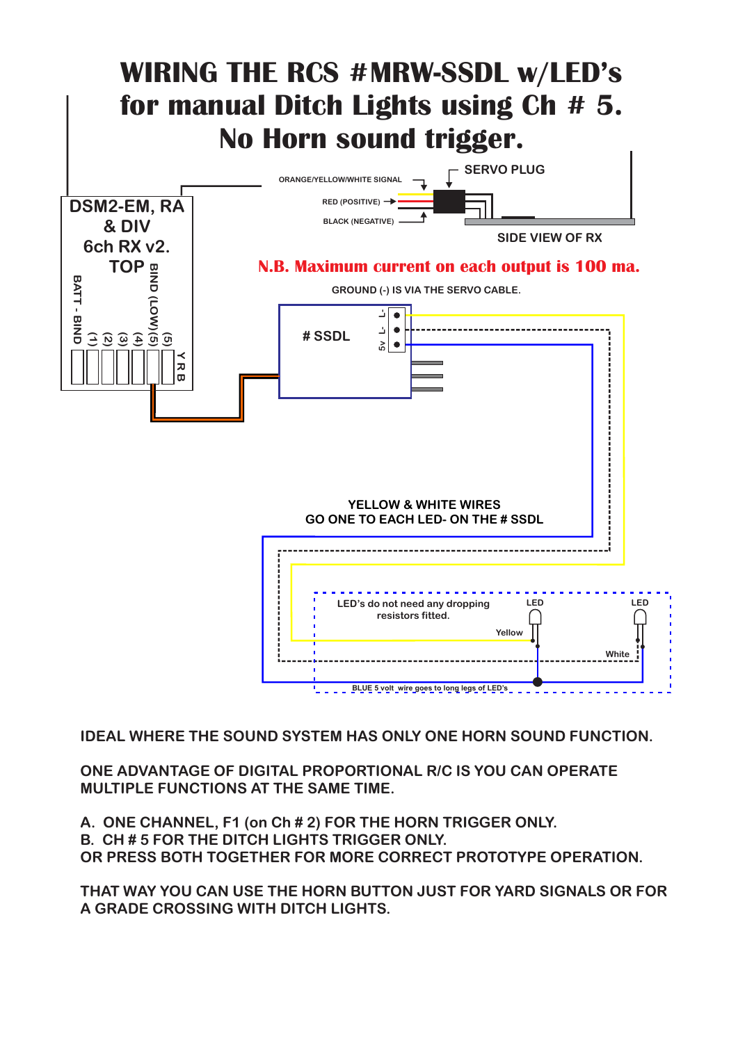# WIRING THE RCS #MRW-SSDL w/LED's for manual Ditch Lights using Ch # 5. No Horn sound trigger.

DSM2-EM, RA & DIV 6ch RX v2.

TOP

BATT - BIND

(1) (2) (3) (4) BIND (LOW)(5) (5)

Y R B

ORANGE/YELLOW/WHITE SIGNAL

SERVO PLUG

RED (POSITIVE)

BLACK (NEGATIVE)

SIDE VIEW OF RX

**N.B. Maximum current on each output is 100 ma.**

GROUND (-) IS VIA THE SERVO CABLE.

# SSDL

L- L- 5v

YELLOW & WHITE WIRES GO ONE TO EACH LED- ON THE # SSDL

LED's do not need any dropping resistors fitted.

LED

LED

Yellow

White

BLUE 5 volt wire goes to long legs of LED's

IDEAL WHERE THE SOUND SYSTEM HAS ONLY ONE HORN SOUND FUNCTION.

ONE ADVANTAGE OF DIGITAL PROPORTIONAL R/C IS YOU CAN OPERATE MULTIPLE FUNCTIONS AT THE SAME TIME.

A. ONE CHANNEL, F1 (on Ch # 2) FOR THE HORN TRIGGER ONLY.
B. CH # 5 FOR THE DITCH LIGHTS TRIGGER ONLY.
OR PRESS BOTH TOGETHER FOR MORE CORRECT PROTOTYPE OPERATION.

THAT WAY YOU CAN USE THE HORN BUTTON JUST FOR YARD SIGNALS OR FOR A GRADE CROSSING WITH DITCH LIGHTS.